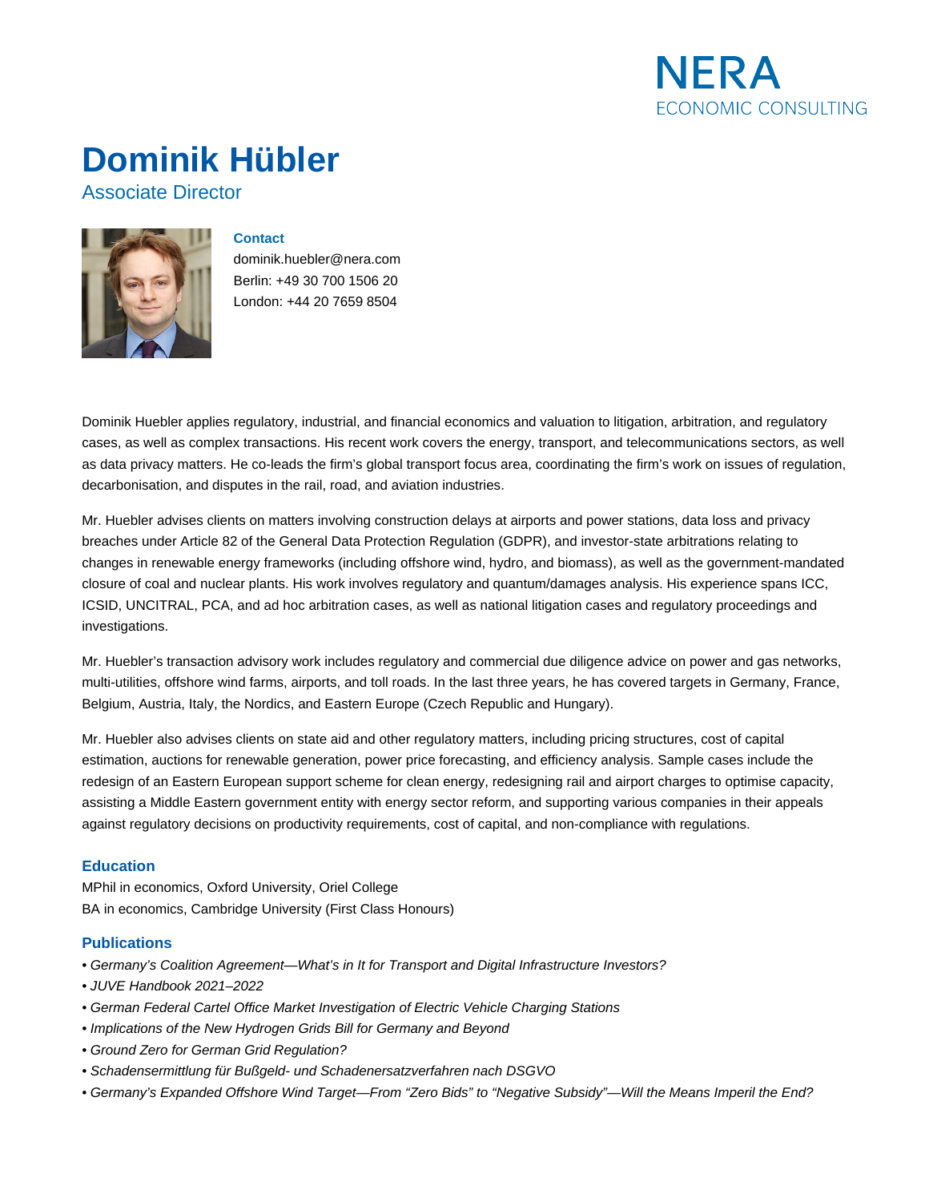NERA ECONOMIC CONSULTING

# Dominik Hübler

Associate Director

### Contact

dominik.huebler@nera.com
Berlin: +49 30 700 1506 20
London: +44 20 7659 8504

Dominik Huebler applies regulatory, industrial, and financial economics and valuation to litigation, arbitration, and regulatory cases, as well as complex transactions. His recent work covers the energy, transport, and telecommunications sectors, as well as data privacy matters. He co-leads the firm's global transport focus area, coordinating the firm's work on issues of regulation, decarbonisation, and disputes in the rail, road, and aviation industries.

Mr. Huebler advises clients on matters involving construction delays at airports and power stations, data loss and privacy breaches under Article 82 of the General Data Protection Regulation (GDPR), and investor-state arbitrations relating to changes in renewable energy frameworks (including offshore wind, hydro, and biomass), as well as the government-mandated closure of coal and nuclear plants. His work involves regulatory and quantum/damages analysis. His experience spans ICC, ICSID, UNCITRAL, PCA, and ad hoc arbitration cases, as well as national litigation cases and regulatory proceedings and investigations.

Mr. Huebler's transaction advisory work includes regulatory and commercial due diligence advice on power and gas networks, multi-utilities, offshore wind farms, airports, and toll roads. In the last three years, he has covered targets in Germany, France, Belgium, Austria, Italy, the Nordics, and Eastern Europe (Czech Republic and Hungary).

Mr. Huebler also advises clients on state aid and other regulatory matters, including pricing structures, cost of capital estimation, auctions for renewable generation, power price forecasting, and efficiency analysis. Sample cases include the redesign of an Eastern European support scheme for clean energy, redesigning rail and airport charges to optimise capacity, assisting a Middle Eastern government entity with energy sector reform, and supporting various companies in their appeals against regulatory decisions on productivity requirements, cost of capital, and non-compliance with regulations.

## Education

MPhil in economics, Oxford University, Oriel College
BA in economics, Cambridge University (First Class Honours)

## Publications

- *Germany's Coalition Agreement—What's in It for Transport and Digital Infrastructure Investors?*
- *JUVE Handbook 2021–2022*
- *German Federal Cartel Office Market Investigation of Electric Vehicle Charging Stations*
- *Implications of the New Hydrogen Grids Bill for Germany and Beyond*
- *Ground Zero for German Grid Regulation?*
- *Schadensermittlung für Bußgeld- und Schadenersatzverfahren nach DSGVO*
- *Germany's Expanded Offshore Wind Target—From "Zero Bids" to "Negative Subsidy"—Will the Means Imperil the End?*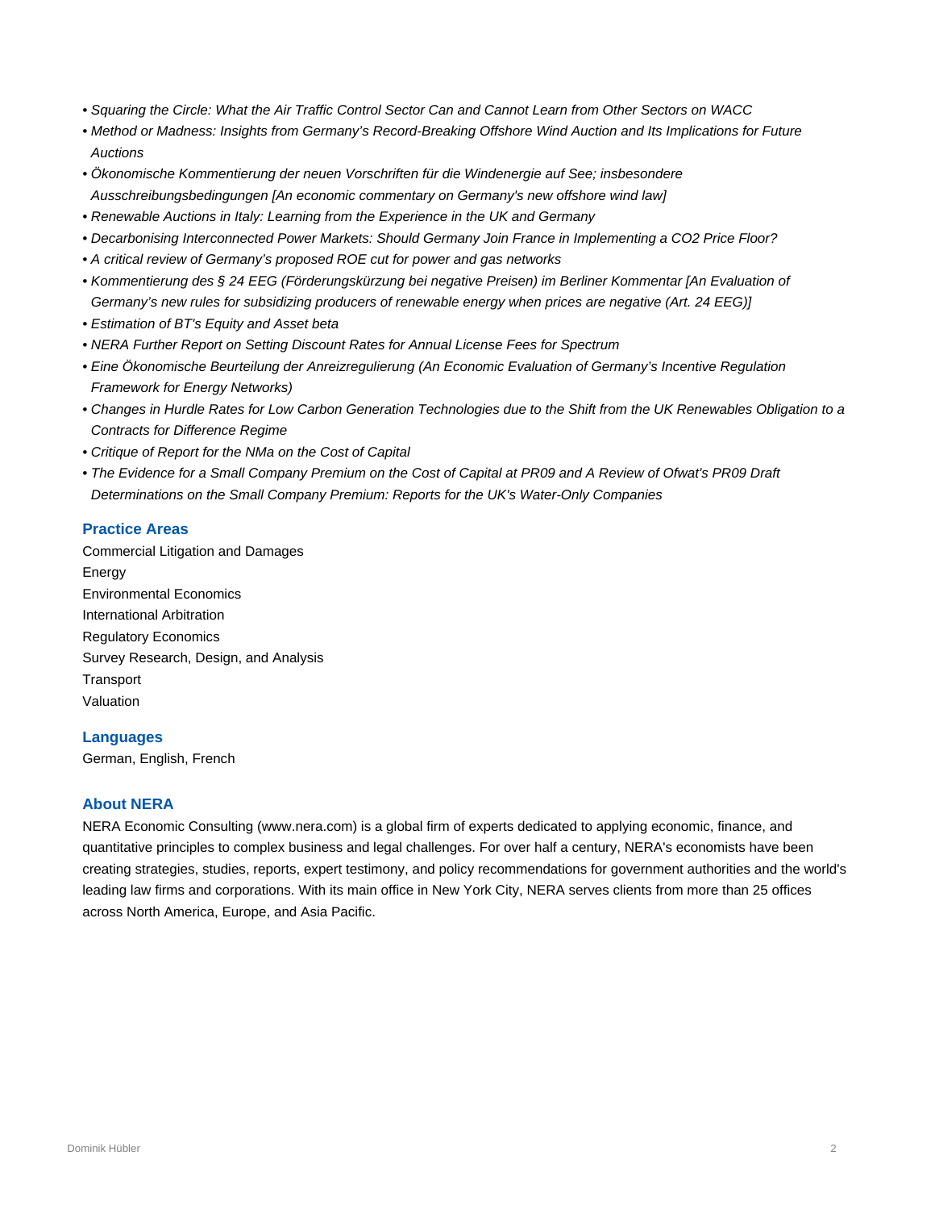- *Squaring the Circle: What the Air Traffic Control Sector Can and Cannot Learn from Other Sectors on WACC*
- *Method or Madness: Insights from Germany's Record-Breaking Offshore Wind Auction and Its Implications for Future Auctions*
- *Ökonomische Kommentierung der neuen Vorschriften für die Windenergie auf See; insbesondere Ausschreibungsbedingungen [An economic commentary on Germany's new offshore wind law]*
- *Renewable Auctions in Italy: Learning from the Experience in the UK and Germany*
- *Decarbonising Interconnected Power Markets: Should Germany Join France in Implementing a CO2 Price Floor?*
- *A critical review of Germany's proposed ROE cut for power and gas networks*
- *Kommentierung des § 24 EEG (Förderungskürzung bei negative Preisen) im Berliner Kommentar [An Evaluation of Germany's new rules for subsidizing producers of renewable energy when prices are negative (Art. 24 EEG)]*
- *Estimation of BT's Equity and Asset beta*
- *NERA Further Report on Setting Discount Rates for Annual License Fees for Spectrum*
- *Eine Ökonomische Beurteilung der Anreizregulierung (An Economic Evaluation of Germany's Incentive Regulation Framework for Energy Networks)*
- *Changes in Hurdle Rates for Low Carbon Generation Technologies due to the Shift from the UK Renewables Obligation to a Contracts for Difference Regime*
- *Critique of Report for the NMa on the Cost of Capital*
- *The Evidence for a Small Company Premium on the Cost of Capital at PR09 and A Review of Ofwat's PR09 Draft Determinations on the Small Company Premium: Reports for the UK's Water-Only Companies*

## Practice Areas

Commercial Litigation and Damages
Energy
Environmental Economics
International Arbitration
Regulatory Economics
Survey Research, Design, and Analysis
Transport
Valuation

## Languages

German, English, French

## About NERA

NERA Economic Consulting (www.nera.com) is a global firm of experts dedicated to applying economic, finance, and quantitative principles to complex business and legal challenges. For over half a century, NERA's economists have been creating strategies, studies, reports, expert testimony, and policy recommendations for government authorities and the world's leading law firms and corporations. With its main office in New York City, NERA serves clients from more than 25 offices across North America, Europe, and Asia Pacific.